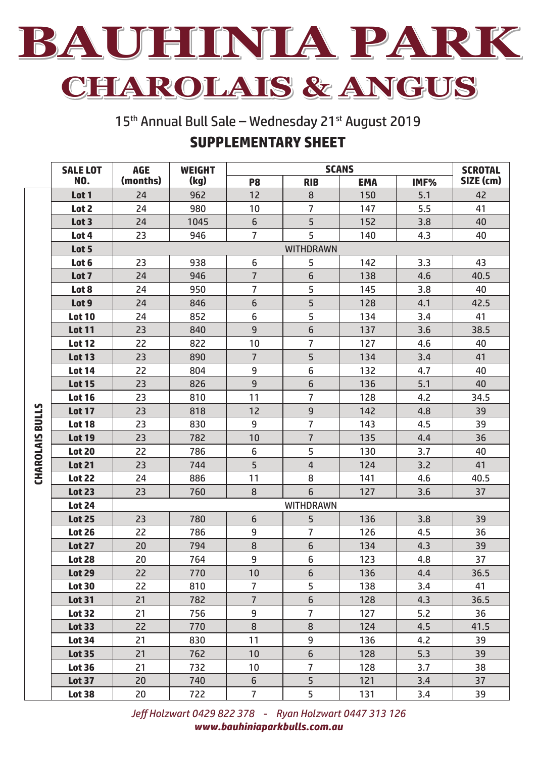# BAUHINIA PARK

## CHAROLAIS & ANGUS

15th Annual Bull Sale – Wednesday 21st August 2019

### SUPPLEMENTARY SHEET

| | SALE LOT NO. | AGE (months) | WEIGHT (kg) | SCANS | | | | SCROTAL SIZE (cm) |
|---|---|---|---|---|---|---|---|---|
| | | | | P8 | RIB | EMA | IMF% | |
| CHAROLAIS BULLS | **Lot 1** | 24 | 962 | 12 | 8 | 150 | 5.1 | 42 |
| | **Lot 2** | 24 | 980 | 10 | 7 | 147 | 5.5 | 41 |
| | **Lot 3** | 24 | 1045 | 6 | 5 | 152 | 3.8 | 40 |
| | **Lot 4** | 23 | 946 | 7 | 5 | 140 | 4.3 | 40 |
| | **Lot 5** | WITHDRAWN | | | | | | |
| | **Lot 6** | 23 | 938 | 6 | 5 | 142 | 3.3 | 43 |
| | **Lot 7** | 24 | 946 | 7 | 6 | 138 | 4.6 | 40.5 |
| | **Lot 8** | 24 | 950 | 7 | 5 | 145 | 3.8 | 40 |
| | **Lot 9** | 24 | 846 | 6 | 5 | 128 | 4.1 | 42.5 |
| | **Lot 10** | 24 | 852 | 6 | 5 | 134 | 3.4 | 41 |
| | **Lot 11** | 23 | 840 | 9 | 6 | 137 | 3.6 | 38.5 |
| | **Lot 12** | 22 | 822 | 10 | 7 | 127 | 4.6 | 40 |
| | **Lot 13** | 23 | 890 | 7 | 5 | 134 | 3.4 | 41 |
| | **Lot 14** | 22 | 804 | 9 | 6 | 132 | 4.7 | 40 |
| | **Lot 15** | 23 | 826 | 9 | 6 | 136 | 5.1 | 40 |
| | **Lot 16** | 23 | 810 | 11 | 7 | 128 | 4.2 | 34.5 |
| | **Lot 17** | 23 | 818 | 12 | 9 | 142 | 4.8 | 39 |
| | **Lot 18** | 23 | 830 | 9 | 7 | 143 | 4.5 | 39 |
| | **Lot 19** | 23 | 782 | 10 | 7 | 135 | 4.4 | 36 |
| | **Lot 20** | 22 | 786 | 6 | 5 | 130 | 3.7 | 40 |
| | **Lot 21** | 23 | 744 | 5 | 4 | 124 | 3.2 | 41 |
| | **Lot 22** | 24 | 886 | 11 | 8 | 141 | 4.6 | 40.5 |
| | **Lot 23** | 23 | 760 | 8 | 6 | 127 | 3.6 | 37 |
| | **Lot 24** | WITHDRAWN | | | | | | |
| | **Lot 25** | 23 | 780 | 6 | 5 | 136 | 3.8 | 39 |
| | **Lot 26** | 22 | 786 | 9 | 7 | 126 | 4.5 | 36 |
| | **Lot 27** | 20 | 794 | 8 | 6 | 134 | 4.3 | 39 |
| | **Lot 28** | 20 | 764 | 9 | 6 | 123 | 4.8 | 37 |
| | **Lot 29** | 22 | 770 | 10 | 6 | 136 | 4.4 | 36.5 |
| | **Lot 30** | 22 | 810 | 7 | 5 | 138 | 3.4 | 41 |
| | **Lot 31** | 21 | 782 | 7 | 6 | 128 | 4.3 | 36.5 |
| | **Lot 32** | 21 | 756 | 9 | 7 | 127 | 5.2 | 36 |
| | **Lot 33** | 22 | 770 | 8 | 8 | 124 | 4.5 | 41.5 |
| | **Lot 34** | 21 | 830 | 11 | 9 | 136 | 4.2 | 39 |
| | **Lot 35** | 21 | 762 | 10 | 6 | 128 | 5.3 | 39 |
| | **Lot 36** | 21 | 732 | 10 | 7 | 128 | 3.7 | 38 |
| | **Lot 37** | 20 | 740 | 6 | 5 | 121 | 3.4 | 37 |
| | **Lot 38** | 20 | 722 | 7 | 5 | 131 | 3.4 | 39 |

*Jeff Holzwart 0429 822 378 - Ryan Holzwart 0447 313 126*

***www.bauhiniaparkbulls.com.au***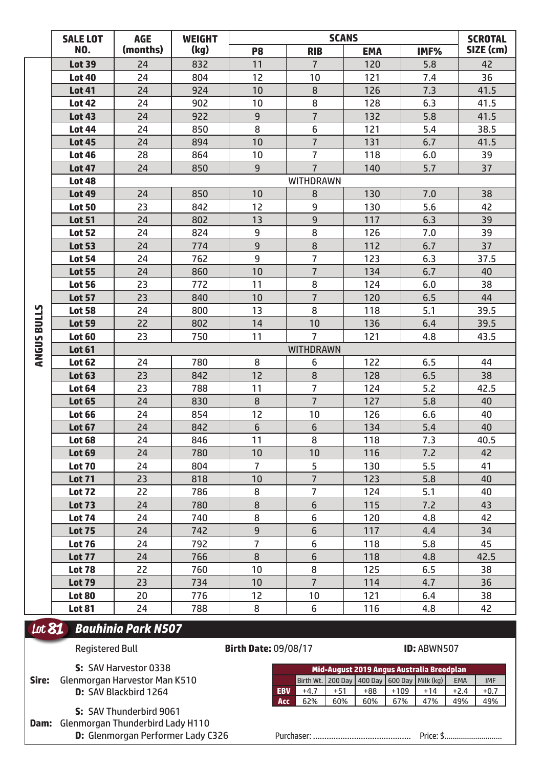| | SALE LOT NO. | AGE (months) | WEIGHT (kg) | SCANS | | | | SCROTAL SIZE (cm) |
|---|---|---|---|---|---|---|---|---|
| | | | | P8 | RIB | EMA | IMF% | |
| ANGUS BULLS | Lot 39 | 24 | 832 | 11 | 7 | 120 | 5.8 | 42 |
| | Lot 40 | 24 | 804 | 12 | 10 | 121 | 7.4 | 36 |
| | Lot 41 | 24 | 924 | 10 | 8 | 126 | 7.3 | 41.5 |
| | Lot 42 | 24 | 902 | 10 | 8 | 128 | 6.3 | 41.5 |
| | Lot 43 | 24 | 922 | 9 | 7 | 132 | 5.8 | 41.5 |
| | Lot 44 | 24 | 850 | 8 | 6 | 121 | 5.4 | 38.5 |
| | Lot 45 | 24 | 894 | 10 | 7 | 131 | 6.7 | 41.5 |
| | Lot 46 | 28 | 864 | 10 | 7 | 118 | 6.0 | 39 |
| | Lot 47 | 24 | 850 | 9 | 7 | 140 | 5.7 | 37 |
| | Lot 48 | WITHDRAWN | | | | | | |
| | Lot 49 | 24 | 850 | 10 | 8 | 130 | 7.0 | 38 |
| | Lot 50 | 23 | 842 | 12 | 9 | 130 | 5.6 | 42 |
| | Lot 51 | 24 | 802 | 13 | 9 | 117 | 6.3 | 39 |
| | Lot 52 | 24 | 824 | 9 | 8 | 126 | 7.0 | 39 |
| | Lot 53 | 24 | 774 | 9 | 8 | 112 | 6.7 | 37 |
| | Lot 54 | 24 | 762 | 9 | 7 | 123 | 6.3 | 37.5 |
| | Lot 55 | 24 | 860 | 10 | 7 | 134 | 6.7 | 40 |
| | Lot 56 | 23 | 772 | 11 | 8 | 124 | 6.0 | 38 |
| | Lot 57 | 23 | 840 | 10 | 7 | 120 | 6.5 | 44 |
| | Lot 58 | 24 | 800 | 13 | 8 | 118 | 5.1 | 39.5 |
| | Lot 59 | 22 | 802 | 14 | 10 | 136 | 6.4 | 39.5 |
| | Lot 60 | 23 | 750 | 11 | 7 | 121 | 4.8 | 43.5 |
| | Lot 61 | WITHDRAWN | | | | | | |
| | Lot 62 | 24 | 780 | 8 | 6 | 122 | 6.5 | 44 |
| | Lot 63 | 23 | 842 | 12 | 8 | 128 | 6.5 | 38 |
| | Lot 64 | 23 | 788 | 11 | 7 | 124 | 5.2 | 42.5 |
| | Lot 65 | 24 | 830 | 8 | 7 | 127 | 5.8 | 40 |
| | Lot 66 | 24 | 854 | 12 | 10 | 126 | 6.6 | 40 |
| | Lot 67 | 24 | 842 | 6 | 6 | 134 | 5.4 | 40 |
| | Lot 68 | 24 | 846 | 11 | 8 | 118 | 7.3 | 40.5 |
| | Lot 69 | 24 | 780 | 10 | 10 | 116 | 7.2 | 42 |
| | Lot 70 | 24 | 804 | 7 | 5 | 130 | 5.5 | 41 |
| | Lot 71 | 23 | 818 | 10 | 7 | 123 | 5.8 | 40 |
| | Lot 72 | 22 | 786 | 8 | 7 | 124 | 5.1 | 40 |
| | Lot 73 | 24 | 780 | 8 | 6 | 115 | 7.2 | 43 |
| | Lot 74 | 24 | 740 | 8 | 6 | 120 | 4.8 | 42 |
| | Lot 75 | 24 | 742 | 9 | 6 | 117 | 4.4 | 34 |
| | Lot 76 | 24 | 792 | 7 | 6 | 118 | 5.8 | 45 |
| | Lot 77 | 24 | 766 | 8 | 6 | 118 | 4.8 | 42.5 |
| | Lot 78 | 22 | 760 | 10 | 8 | 125 | 6.5 | 38 |
| | Lot 79 | 23 | 734 | 10 | 7 | 114 | 4.7 | 36 |
| | Lot 80 | 20 | 776 | 12 | 10 | 121 | 6.4 | 38 |
| | Lot 81 | 24 | 788 | 8 | 6 | 116 | 4.8 | 42 |

## *Lot 81* Bauhinia Park N507

Registered Bull

**Birth Date:** 09/08/17

**ID:** ABWN507

**S:** SAV Harvestor 0338
**Sire:** Glenmorgan Harvestor Man K510
**D:** SAV Blackbird 1264

**S:** SAV Thunderbird 9061
**Dam:** Glenmorgan Thunderbird Lady H110
**D:** Glenmorgan Performer Lady C326

| Mid-August 2019 Angus Australia Breedplan | | | | | | | |
|---|---|---|---|---|---|---|---|
| | Birth Wt. | 200 Day | 400 Day | 600 Day | Milk (kg) | EMA | IMF |
| **EBV** | +4.7 | +51 | +88 | +109 | +14 | +2.4 | +0.7 |
| **Acc** | 62% | 60% | 60% | 67% | 47% | 49% | 49% |

Purchaser: ........................................ Price: $..........................